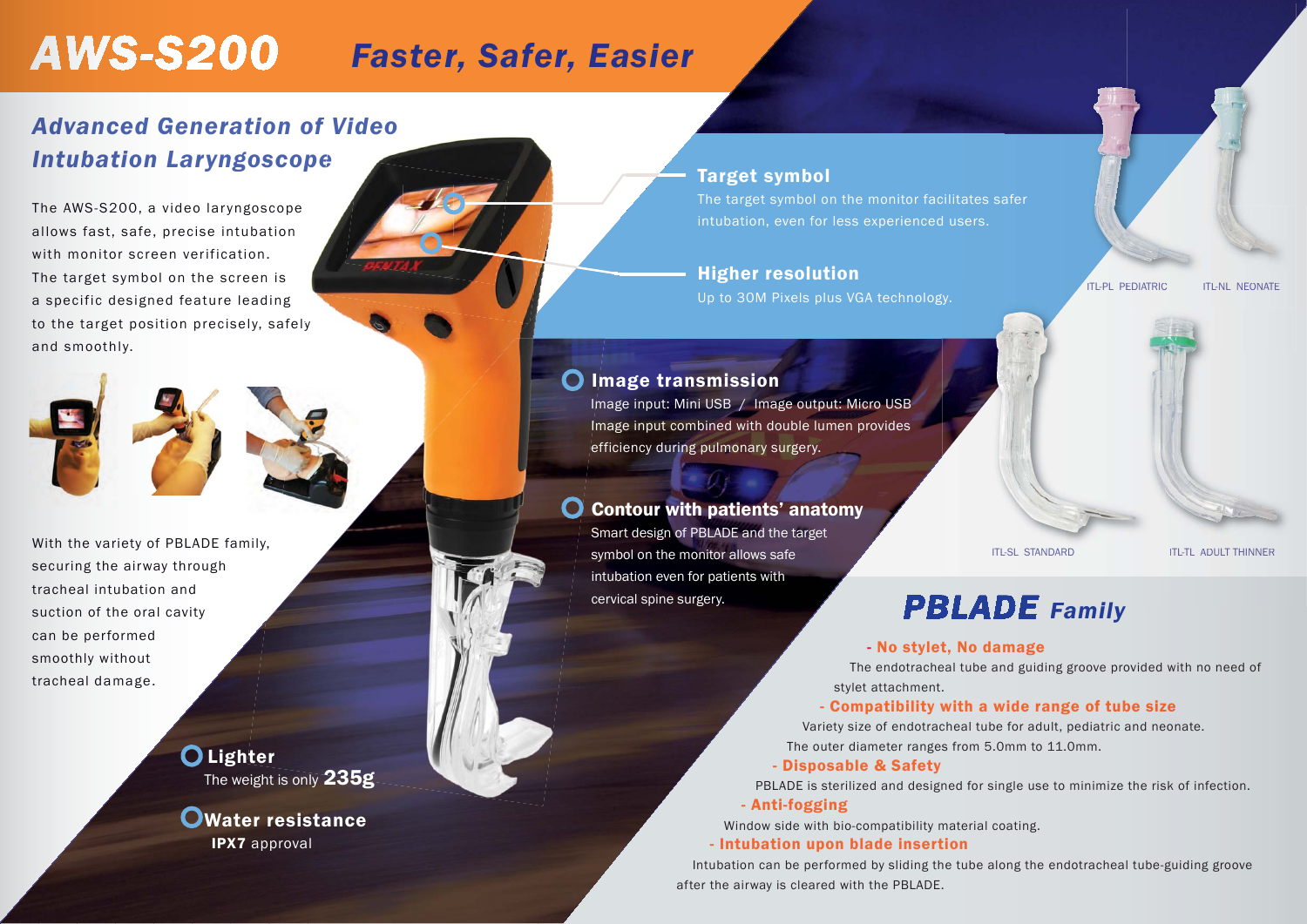# AWS-S200 *Faster, Safer, Easier*

## *Advanced Generation of Video Intubation Laryngoscope*

The AWS-S200, a video laryngoscope allows fast, safe, precise intubation with monitor screen verification. The target symbol on the screen is a specific designed feature leading to the target position precisely, safely and smoothly.

With the variety of PBLADE family, securing the airway through tracheal intubation and suction of the oral cavity can be performed smoothly without tracheal damage.

### Target symbol

The target symbol on the monitor facilitates safer intubation, even for less experienced users.

### Higher resolution

Up to 30M Pixels plus VGA technology.

### Image transmission

Image input: Mini USB / Image output: Micro USB
Image input combined with double lumen provides efficiency during pulmonary surgery.

### Contour with patients' anatomy

Smart design of PBLADE and the target symbol on the monitor allows safe intubation even for patients with cervical spine surgery.

### Lighter

The weight is only **235g**

### Water resistance

**IPX7** approval

ITL-PL PEDIATRIC
ITL-NL NEONATE
ITL-SL STANDARD
ITL-TL ADULT THINNER

## PBLADE *Family*

**- No stylet, No damage**

The endotracheal tube and guiding groove provided with no need of stylet attachment.

**- Compatibility with a wide range of tube size**

Variety size of endotracheal tube for adult, pediatric and neonate.
The outer diameter ranges from 5.0mm to 11.0mm.

**- Disposable & Safety**

PBLADE is sterilized and designed for single use to minimize the risk of infection.

**- Anti-fogging**

Window side with bio-compatibility material coating.

**- Intubation upon blade insertion**

Intubation can be performed by sliding the tube along the endotracheal tube-guiding groove after the airway is cleared with the PBLADE.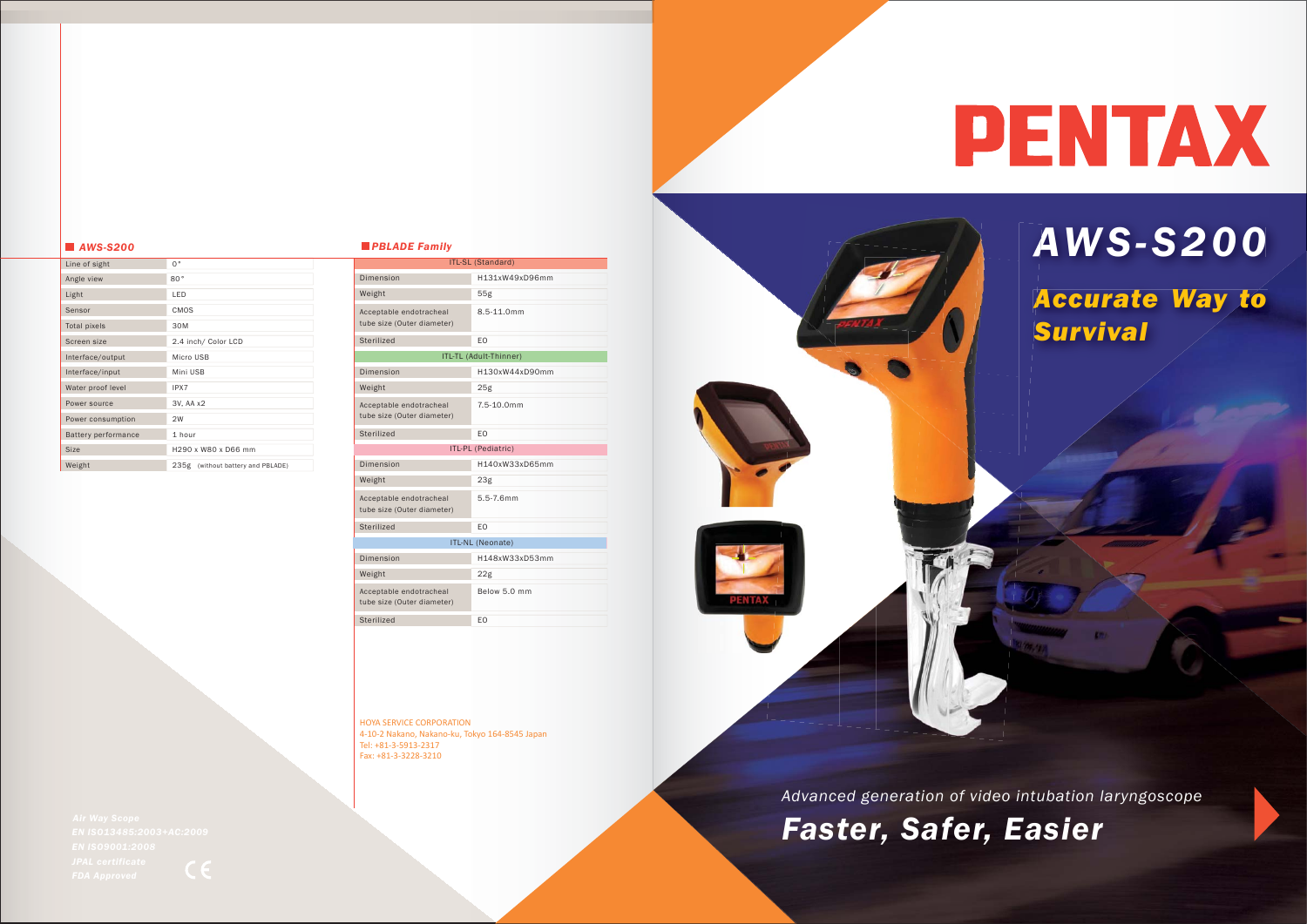## AWS-S200

| | |
|---|---|
| Line of sight | 0° |
| Angle view | 80° |
| Light | LED |
| Sensor | CMOS |
| Total pixels | 30M |
| Screen size | 2.4 inch/ Color LCD |
| Interface/output | Micro USB |
| Interface/input | Mini USB |
| Water proof level | IPX7 |
| Power source | 3V, AA x2 |
| Power consumption | 2W |
| Battery performance | 1 hour |
| Size | H290 x W80 x D66 mm |
| Weight | 235g (without battery and PBLADE) |

## PBLADE Family

| ITL-SL (Standard) | |
|---|---|
| Dimension | H131xW49xD96mm |
| Weight | 55g |
| Acceptable endotracheal tube size (Outer diameter) | 8.5-11.0mm |
| Sterilized | EO |
| ITL-TL (Adult-Thinner) | |
| Dimension | H130xW44xD90mm |
| Weight | 25g |
| Acceptable endotracheal tube size (Outer diameter) | 7.5-10.0mm |
| Sterilized | EO |
| ITL-PL (Pediatric) | |
| Dimension | H140xW33xD65mm |
| Weight | 23g |
| Acceptable endotracheal tube size (Outer diameter) | 5.5-7.6mm |
| Sterilized | EO |
| ITL-NL (Neonate) | |
| Dimension | H148xW33xD53mm |
| Weight | 22g |
| Acceptable endotracheal tube size (Outer diameter) | Below 5.0 mm |
| Sterilized | EO |

HOYA SERVICE CORPORATION
4-10-2 Nakano, Nakano-ku, Tokyo 164-8545 Japan
Tel.: +81-3-5913-2317
Fax: +81-3-3228-3210

Air Way Scope
EN ISO13485:2003+AC:2009
EN ISO9001:2008
JPAL certificate
FDA Approved

CE

# PENTAX

# AWS-S200

## Accurate Way to Survival

*Advanced generation of video intubation laryngoscope*

***Faster, Safer, Easier***